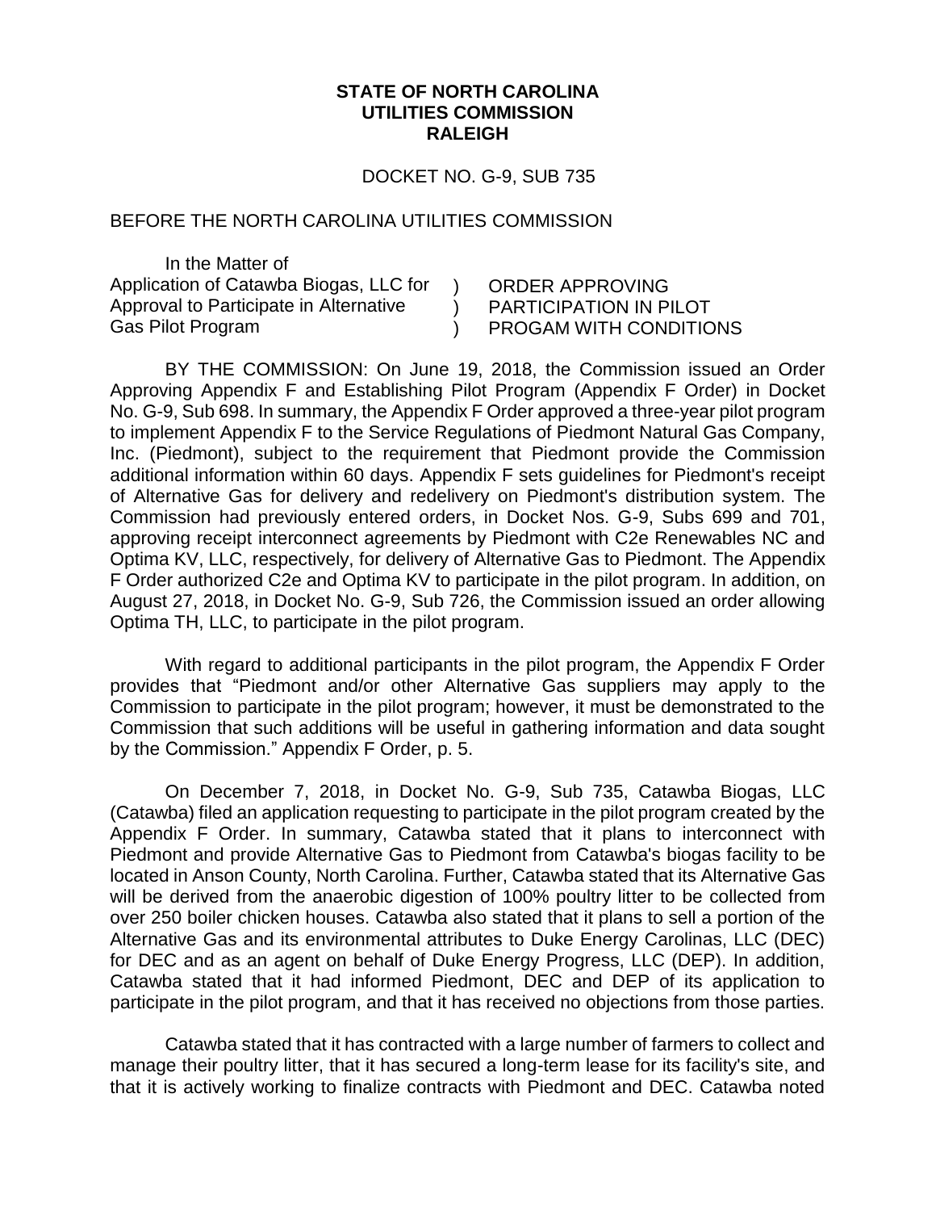**STATE OF NORTH CAROLINA**
**UTILITIES COMMISSION**
**RALEIGH**

DOCKET NO. G-9, SUB 735

BEFORE THE NORTH CAROLINA UTILITIES COMMISSION

| In the Matter of | | |
|---|---|---|
| Application of Catawba Biogas, LLC for Approval to Participate in Alternative Gas Pilot Program | ) ) ) | ORDER APPROVING PARTICIPATION IN PILOT PROGAM WITH CONDITIONS |

BY THE COMMISSION: On June 19, 2018, the Commission issued an Order Approving Appendix F and Establishing Pilot Program (Appendix F Order) in Docket No. G-9, Sub 698. In summary, the Appendix F Order approved a three-year pilot program to implement Appendix F to the Service Regulations of Piedmont Natural Gas Company, Inc. (Piedmont), subject to the requirement that Piedmont provide the Commission additional information within 60 days. Appendix F sets guidelines for Piedmont's receipt of Alternative Gas for delivery and redelivery on Piedmont's distribution system. The Commission had previously entered orders, in Docket Nos. G-9, Subs 699 and 701, approving receipt interconnect agreements by Piedmont with C2e Renewables NC and Optima KV, LLC, respectively, for delivery of Alternative Gas to Piedmont. The Appendix F Order authorized C2e and Optima KV to participate in the pilot program. In addition, on August 27, 2018, in Docket No. G-9, Sub 726, the Commission issued an order allowing Optima TH, LLC, to participate in the pilot program.

With regard to additional participants in the pilot program, the Appendix F Order provides that "Piedmont and/or other Alternative Gas suppliers may apply to the Commission to participate in the pilot program; however, it must be demonstrated to the Commission that such additions will be useful in gathering information and data sought by the Commission." Appendix F Order, p. 5.

On December 7, 2018, in Docket No. G-9, Sub 735, Catawba Biogas, LLC (Catawba) filed an application requesting to participate in the pilot program created by the Appendix F Order. In summary, Catawba stated that it plans to interconnect with Piedmont and provide Alternative Gas to Piedmont from Catawba's biogas facility to be located in Anson County, North Carolina. Further, Catawba stated that its Alternative Gas will be derived from the anaerobic digestion of 100% poultry litter to be collected from over 250 boiler chicken houses. Catawba also stated that it plans to sell a portion of the Alternative Gas and its environmental attributes to Duke Energy Carolinas, LLC (DEC) for DEC and as an agent on behalf of Duke Energy Progress, LLC (DEP). In addition, Catawba stated that it had informed Piedmont, DEC and DEP of its application to participate in the pilot program, and that it has received no objections from those parties.

Catawba stated that it has contracted with a large number of farmers to collect and manage their poultry litter, that it has secured a long-term lease for its facility's site, and that it is actively working to finalize contracts with Piedmont and DEC. Catawba noted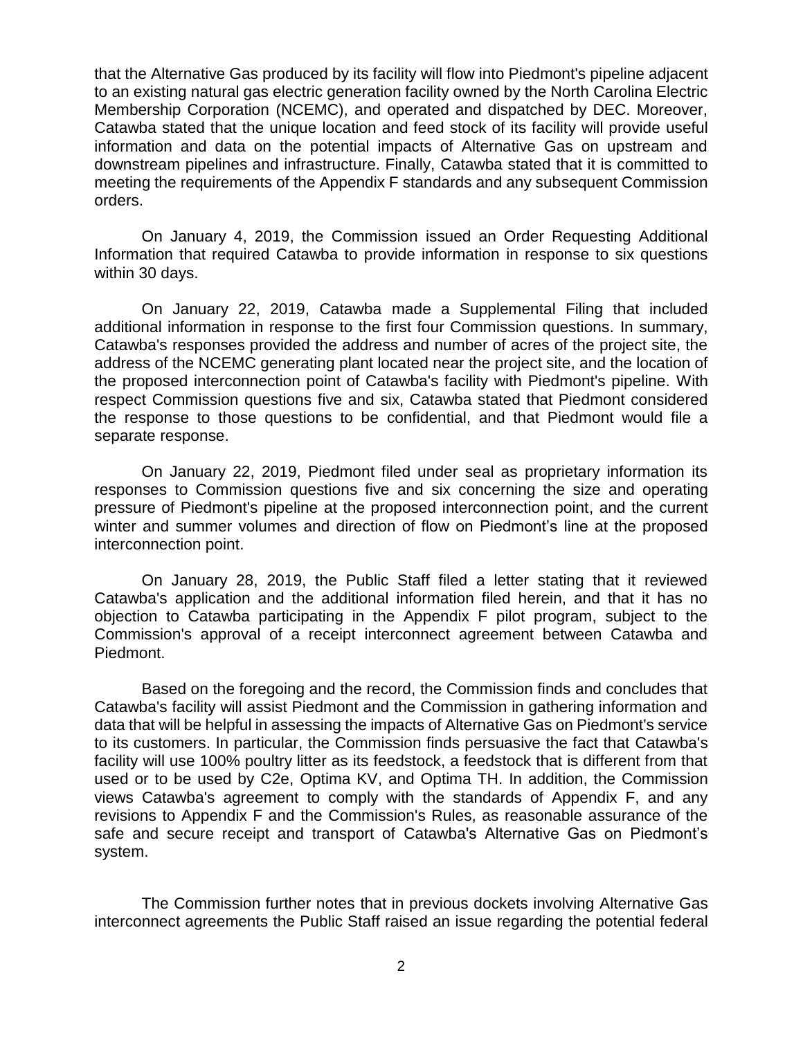that the Alternative Gas produced by its facility will flow into Piedmont's pipeline adjacent to an existing natural gas electric generation facility owned by the North Carolina Electric Membership Corporation (NCEMC), and operated and dispatched by DEC. Moreover, Catawba stated that the unique location and feed stock of its facility will provide useful information and data on the potential impacts of Alternative Gas on upstream and downstream pipelines and infrastructure. Finally, Catawba stated that it is committed to meeting the requirements of the Appendix F standards and any subsequent Commission orders.

On January 4, 2019, the Commission issued an Order Requesting Additional Information that required Catawba to provide information in response to six questions within 30 days.

On January 22, 2019, Catawba made a Supplemental Filing that included additional information in response to the first four Commission questions. In summary, Catawba's responses provided the address and number of acres of the project site, the address of the NCEMC generating plant located near the project site, and the location of the proposed interconnection point of Catawba's facility with Piedmont's pipeline. With respect Commission questions five and six, Catawba stated that Piedmont considered the response to those questions to be confidential, and that Piedmont would file a separate response.

On January 22, 2019, Piedmont filed under seal as proprietary information its responses to Commission questions five and six concerning the size and operating pressure of Piedmont's pipeline at the proposed interconnection point, and the current winter and summer volumes and direction of flow on Piedmont's line at the proposed interconnection point.

On January 28, 2019, the Public Staff filed a letter stating that it reviewed Catawba's application and the additional information filed herein, and that it has no objection to Catawba participating in the Appendix F pilot program, subject to the Commission's approval of a receipt interconnect agreement between Catawba and Piedmont.

Based on the foregoing and the record, the Commission finds and concludes that Catawba's facility will assist Piedmont and the Commission in gathering information and data that will be helpful in assessing the impacts of Alternative Gas on Piedmont's service to its customers. In particular, the Commission finds persuasive the fact that Catawba's facility will use 100% poultry litter as its feedstock, a feedstock that is different from that used or to be used by C2e, Optima KV, and Optima TH. In addition, the Commission views Catawba's agreement to comply with the standards of Appendix F, and any revisions to Appendix F and the Commission's Rules, as reasonable assurance of the safe and secure receipt and transport of Catawba's Alternative Gas on Piedmont's system.

The Commission further notes that in previous dockets involving Alternative Gas interconnect agreements the Public Staff raised an issue regarding the potential federal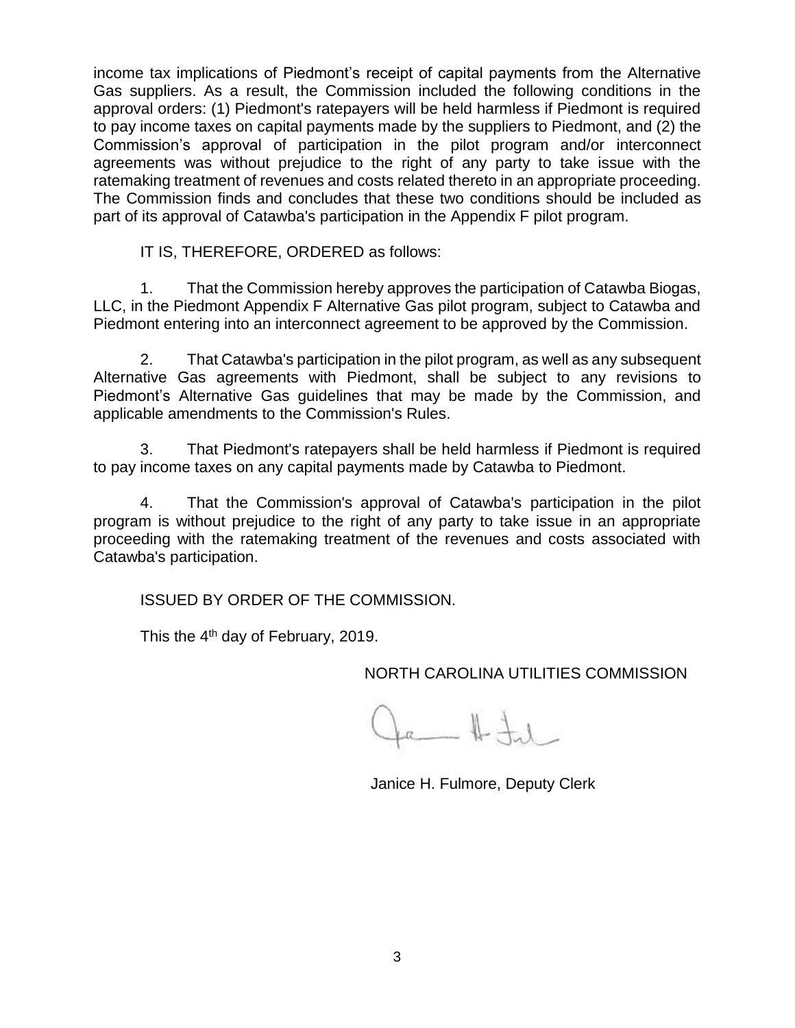income tax implications of Piedmont's receipt of capital payments from the Alternative Gas suppliers. As a result, the Commission included the following conditions in the approval orders: (1) Piedmont's ratepayers will be held harmless if Piedmont is required to pay income taxes on capital payments made by the suppliers to Piedmont, and (2) the Commission's approval of participation in the pilot program and/or interconnect agreements was without prejudice to the right of any party to take issue with the ratemaking treatment of revenues and costs related thereto in an appropriate proceeding. The Commission finds and concludes that these two conditions should be included as part of its approval of Catawba's participation in the Appendix F pilot program.

IT IS, THEREFORE, ORDERED as follows:

1. That the Commission hereby approves the participation of Catawba Biogas, LLC, in the Piedmont Appendix F Alternative Gas pilot program, subject to Catawba and Piedmont entering into an interconnect agreement to be approved by the Commission.

2. That Catawba's participation in the pilot program, as well as any subsequent Alternative Gas agreements with Piedmont, shall be subject to any revisions to Piedmont's Alternative Gas guidelines that may be made by the Commission, and applicable amendments to the Commission's Rules.

3. That Piedmont's ratepayers shall be held harmless if Piedmont is required to pay income taxes on any capital payments made by Catawba to Piedmont.

4. That the Commission's approval of Catawba's participation in the pilot program is without prejudice to the right of any party to take issue in an appropriate proceeding with the ratemaking treatment of the revenues and costs associated with Catawba's participation.

ISSUED BY ORDER OF THE COMMISSION.

This the 4th day of February, 2019.

NORTH CAROLINA UTILITIES COMMISSION

Janice H. Fulmore, Deputy Clerk